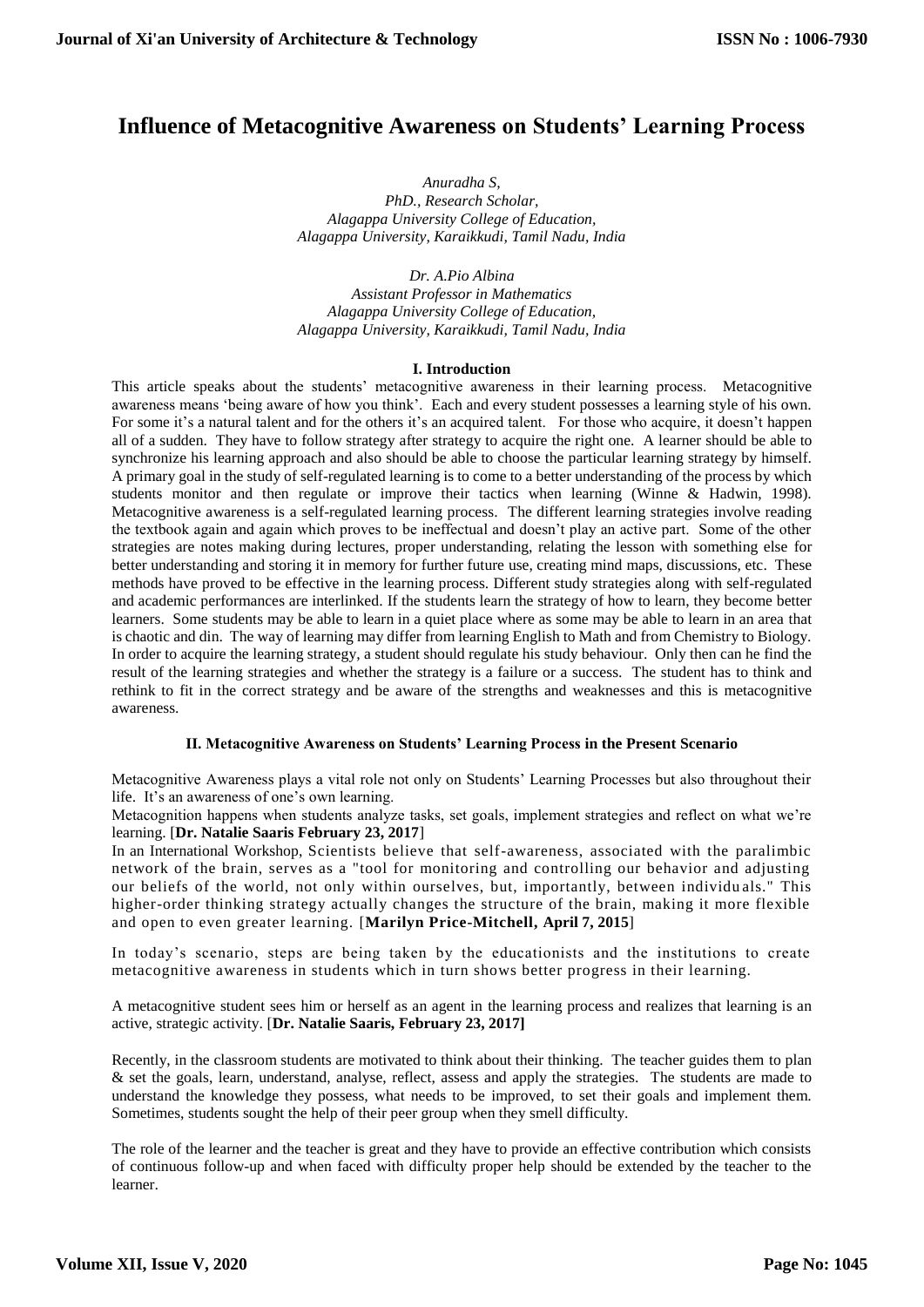# Influence of Metacognitive Awareness on Students' Learning Process

*Anuradha S,*
*PhD., Research Scholar,*
*Alagappa University College of Education,*
*Alagappa University, Karaikkudi, Tamil Nadu, India*

*Dr. A.Pio Albina*
*Assistant Professor in Mathematics*
*Alagappa University College of Education,*
*Alagappa University, Karaikkudi, Tamil Nadu, India*

## I. Introduction

This article speaks about the students' metacognitive awareness in their learning process. Metacognitive awareness means 'being aware of how you think'. Each and every student possesses a learning style of his own. For some it's a natural talent and for the others it's an acquired talent. For those who acquire, it doesn't happen all of a sudden. They have to follow strategy after strategy to acquire the right one. A learner should be able to synchronize his learning approach and also should be able to choose the particular learning strategy by himself. A primary goal in the study of self-regulated learning is to come to a better understanding of the process by which students monitor and then regulate or improve their tactics when learning (Winne & Hadwin, 1998). Metacognitive awareness is a self-regulated learning process. The different learning strategies involve reading the textbook again and again which proves to be ineffectual and doesn't play an active part. Some of the other strategies are notes making during lectures, proper understanding, relating the lesson with something else for better understanding and storing it in memory for further future use, creating mind maps, discussions, etc. These methods have proved to be effective in the learning process. Different study strategies along with self-regulated and academic performances are interlinked. If the students learn the strategy of how to learn, they become better learners. Some students may be able to learn in a quiet place where as some may be able to learn in an area that is chaotic and din. The way of learning may differ from learning English to Math and from Chemistry to Biology. In order to acquire the learning strategy, a student should regulate his study behaviour. Only then can he find the result of the learning strategies and whether the strategy is a failure or a success. The student has to think and rethink to fit in the correct strategy and be aware of the strengths and weaknesses and this is metacognitive awareness.

## II. Metacognitive Awareness on Students' Learning Process in the Present Scenario

Metacognitive Awareness plays a vital role not only on Students' Learning Processes but also throughout their life. It's an awareness of one's own learning.

Metacognition happens when students analyze tasks, set goals, implement strategies and reflect on what we're learning. [**Dr. Natalie Saaris February 23, 2017**]

In an International Workshop, Scientists believe that self-awareness, associated with the paralimbic network of the brain, serves as a "tool for monitoring and controlling our behavior and adjusting our beliefs of the world, not only within ourselves, but, importantly, between individuals." This higher-order thinking strategy actually changes the structure of the brain, making it more flexible and open to even greater learning. [**Marilyn Price-Mitchell, April 7, 2015**]

In today's scenario, steps are being taken by the educationists and the institutions to create metacognitive awareness in students which in turn shows better progress in their learning.

A metacognitive student sees him or herself as an agent in the learning process and realizes that learning is an active, strategic activity. [**Dr. Natalie Saaris, February 23, 2017]**

Recently, in the classroom students are motivated to think about their thinking. The teacher guides them to plan & set the goals, learn, understand, analyse, reflect, assess and apply the strategies. The students are made to understand the knowledge they possess, what needs to be improved, to set their goals and implement them. Sometimes, students sought the help of their peer group when they smell difficulty.

The role of the learner and the teacher is great and they have to provide an effective contribution which consists of continuous follow-up and when faced with difficulty proper help should be extended by the teacher to the learner.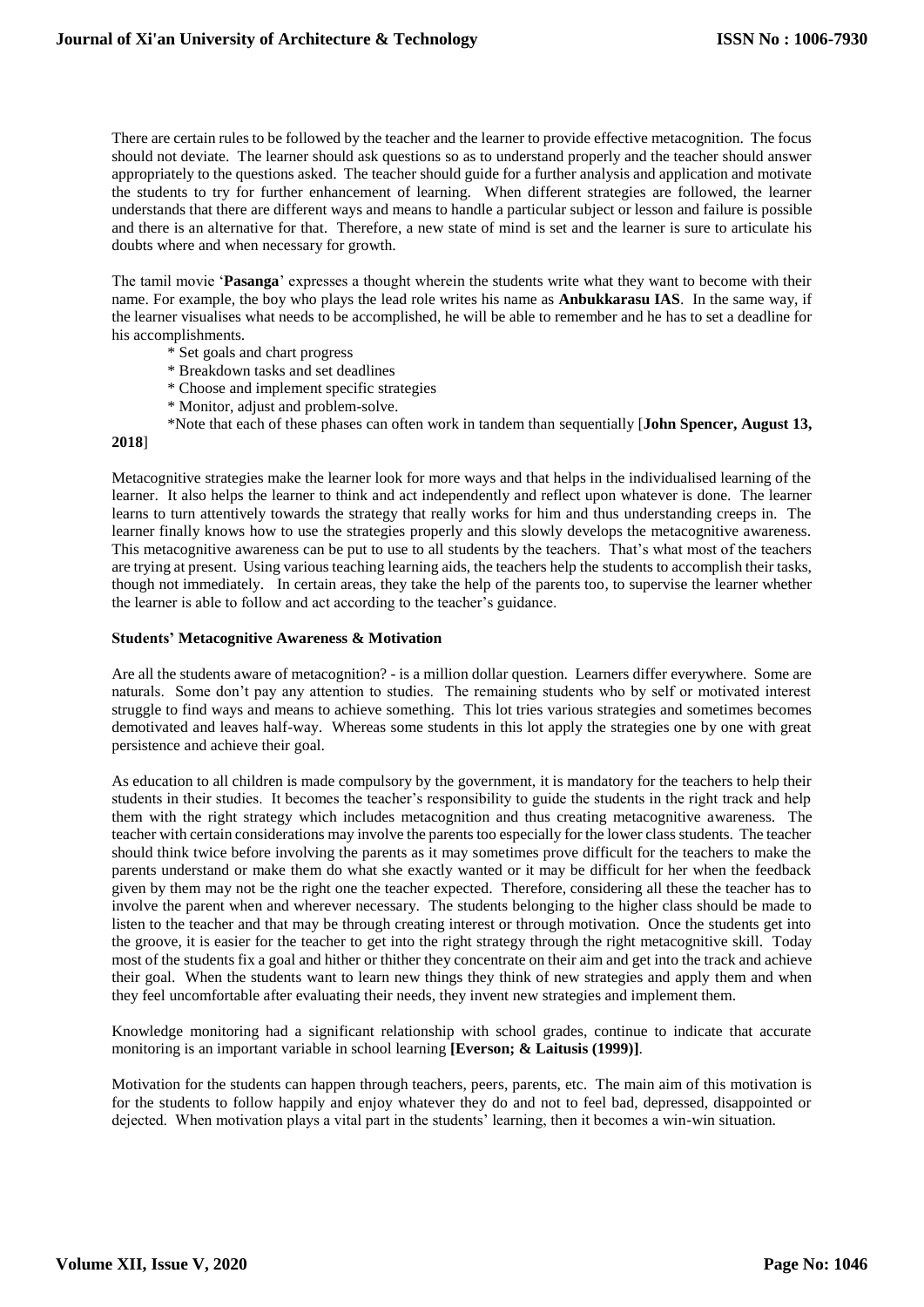There are certain rules to be followed by the teacher and the learner to provide effective metacognition. The focus should not deviate. The learner should ask questions so as to understand properly and the teacher should answer appropriately to the questions asked. The teacher should guide for a further analysis and application and motivate the students to try for further enhancement of learning. When different strategies are followed, the learner understands that there are different ways and means to handle a particular subject or lesson and failure is possible and there is an alternative for that. Therefore, a new state of mind is set and the learner is sure to articulate his doubts where and when necessary for growth.

The tamil movie '**Pasanga**' expresses a thought wherein the students write what they want to become with their name. For example, the boy who plays the lead role writes his name as **Anbukkarasu IAS**. In the same way, if the learner visualises what needs to be accomplished, he will be able to remember and he has to set a deadline for his accomplishments.

* Set goals and chart progress
* Breakdown tasks and set deadlines
* Choose and implement specific strategies
* Monitor, adjust and problem-solve.

*Note that each of these phases can often work in tandem than sequentially [**John Spencer, August 13, 2018**]

Metacognitive strategies make the learner look for more ways and that helps in the individualised learning of the learner. It also helps the learner to think and act independently and reflect upon whatever is done. The learner learns to turn attentively towards the strategy that really works for him and thus understanding creeps in. The learner finally knows how to use the strategies properly and this slowly develops the metacognitive awareness. This metacognitive awareness can be put to use to all students by the teachers. That's what most of the teachers are trying at present. Using various teaching learning aids, the teachers help the students to accomplish their tasks, though not immediately. In certain areas, they take the help of the parents too, to supervise the learner whether the learner is able to follow and act according to the teacher's guidance.

**Students' Metacognitive Awareness & Motivation**

Are all the students aware of metacognition? - is a million dollar question. Learners differ everywhere. Some are naturals. Some don't pay any attention to studies. The remaining students who by self or motivated interest struggle to find ways and means to achieve something. This lot tries various strategies and sometimes becomes demotivated and leaves half-way. Whereas some students in this lot apply the strategies one by one with great persistence and achieve their goal.

As education to all children is made compulsory by the government, it is mandatory for the teachers to help their students in their studies. It becomes the teacher's responsibility to guide the students in the right track and help them with the right strategy which includes metacognition and thus creating metacognitive awareness. The teacher with certain considerations may involve the parents too especially for the lower class students. The teacher should think twice before involving the parents as it may sometimes prove difficult for the teachers to make the parents understand or make them do what she exactly wanted or it may be difficult for her when the feedback given by them may not be the right one the teacher expected. Therefore, considering all these the teacher has to involve the parent when and wherever necessary. The students belonging to the higher class should be made to listen to the teacher and that may be through creating interest or through motivation. Once the students get into the groove, it is easier for the teacher to get into the right strategy through the right metacognitive skill. Today most of the students fix a goal and hither or thither they concentrate on their aim and get into the track and achieve their goal. When the students want to learn new things they think of new strategies and apply them and when they feel uncomfortable after evaluating their needs, they invent new strategies and implement them.

Knowledge monitoring had a significant relationship with school grades, continue to indicate that accurate monitoring is an important variable in school learning **[Everson; & Laitusis (1999)]**.

Motivation for the students can happen through teachers, peers, parents, etc. The main aim of this motivation is for the students to follow happily and enjoy whatever they do and not to feel bad, depressed, disappointed or dejected. When motivation plays a vital part in the students' learning, then it becomes a win-win situation.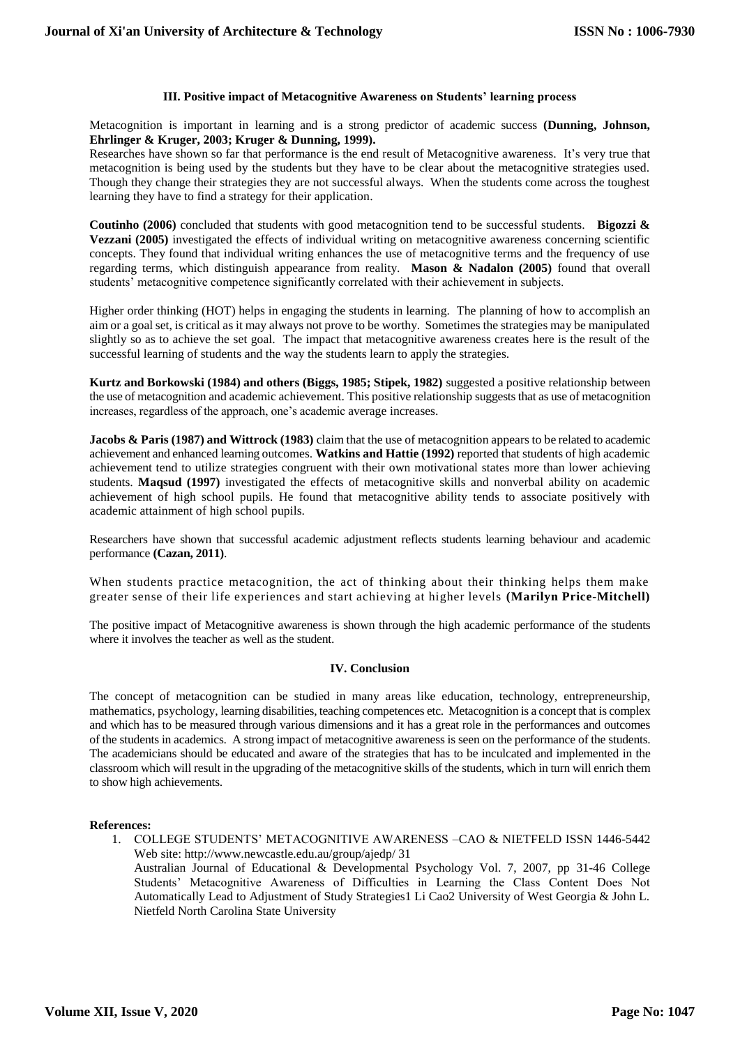### III. Positive impact of Metacognitive Awareness on Students' learning process

Metacognition is important in learning and is a strong predictor of academic success **(Dunning, Johnson, Ehrlinger & Kruger, 2003; Kruger & Dunning, 1999).**
Researches have shown so far that performance is the end result of Metacognitive awareness. It's very true that metacognition is being used by the students but they have to be clear about the metacognitive strategies used. Though they change their strategies they are not successful always. When the students come across the toughest learning they have to find a strategy for their application.

**Coutinho (2006)** concluded that students with good metacognition tend to be successful students. **Bigozzi & Vezzani (2005)** investigated the effects of individual writing on metacognitive awareness concerning scientific concepts. They found that individual writing enhances the use of metacognitive terms and the frequency of use regarding terms, which distinguish appearance from reality. **Mason & Nadalon (2005)** found that overall students' metacognitive competence significantly correlated with their achievement in subjects.

Higher order thinking (HOT) helps in engaging the students in learning. The planning of how to accomplish an aim or a goal set, is critical as it may always not prove to be worthy. Sometimes the strategies may be manipulated slightly so as to achieve the set goal. The impact that metacognitive awareness creates here is the result of the successful learning of students and the way the students learn to apply the strategies.

**Kurtz and Borkowski (1984) and others (Biggs, 1985; Stipek, 1982)** suggested a positive relationship between the use of metacognition and academic achievement. This positive relationship suggests that as use of metacognition increases, regardless of the approach, one's academic average increases.

**Jacobs & Paris (1987) and Wittrock (1983)** claim that the use of metacognition appears to be related to academic achievement and enhanced learning outcomes. **Watkins and Hattie (1992)** reported that students of high academic achievement tend to utilize strategies congruent with their own motivational states more than lower achieving students. **Maqsud (1997)** investigated the effects of metacognitive skills and nonverbal ability on academic achievement of high school pupils. He found that metacognitive ability tends to associate positively with academic attainment of high school pupils.

Researchers have shown that successful academic adjustment reflects students learning behaviour and academic performance **(Cazan, 2011)**.

When students practice metacognition, the act of thinking about their thinking helps them make greater sense of their life experiences and start achieving at higher levels **(Marilyn Price-Mitchell)**

The positive impact of Metacognitive awareness is shown through the high academic performance of the students where it involves the teacher as well as the student.

### IV. Conclusion

The concept of metacognition can be studied in many areas like education, technology, entrepreneurship, mathematics, psychology, learning disabilities, teaching competences etc. Metacognition is a concept that is complex and which has to be measured through various dimensions and it has a great role in the performances and outcomes of the students in academics. A strong impact of metacognitive awareness is seen on the performance of the students. The academicians should be educated and aware of the strategies that has to be inculcated and implemented in the classroom which will result in the upgrading of the metacognitive skills of the students, which in turn will enrich them to show high achievements.

**References:**

1. COLLEGE STUDENTS' METACOGNITIVE AWARENESS –CAO & NIETFELD ISSN 1446-5442 Web site: http://www.newcastle.edu.au/group/ajedp/ 31
   Australian Journal of Educational & Developmental Psychology Vol. 7, 2007, pp 31-46 College Students' Metacognitive Awareness of Difficulties in Learning the Class Content Does Not Automatically Lead to Adjustment of Study Strategies1 Li Cao2 University of West Georgia & John L. Nietfeld North Carolina State University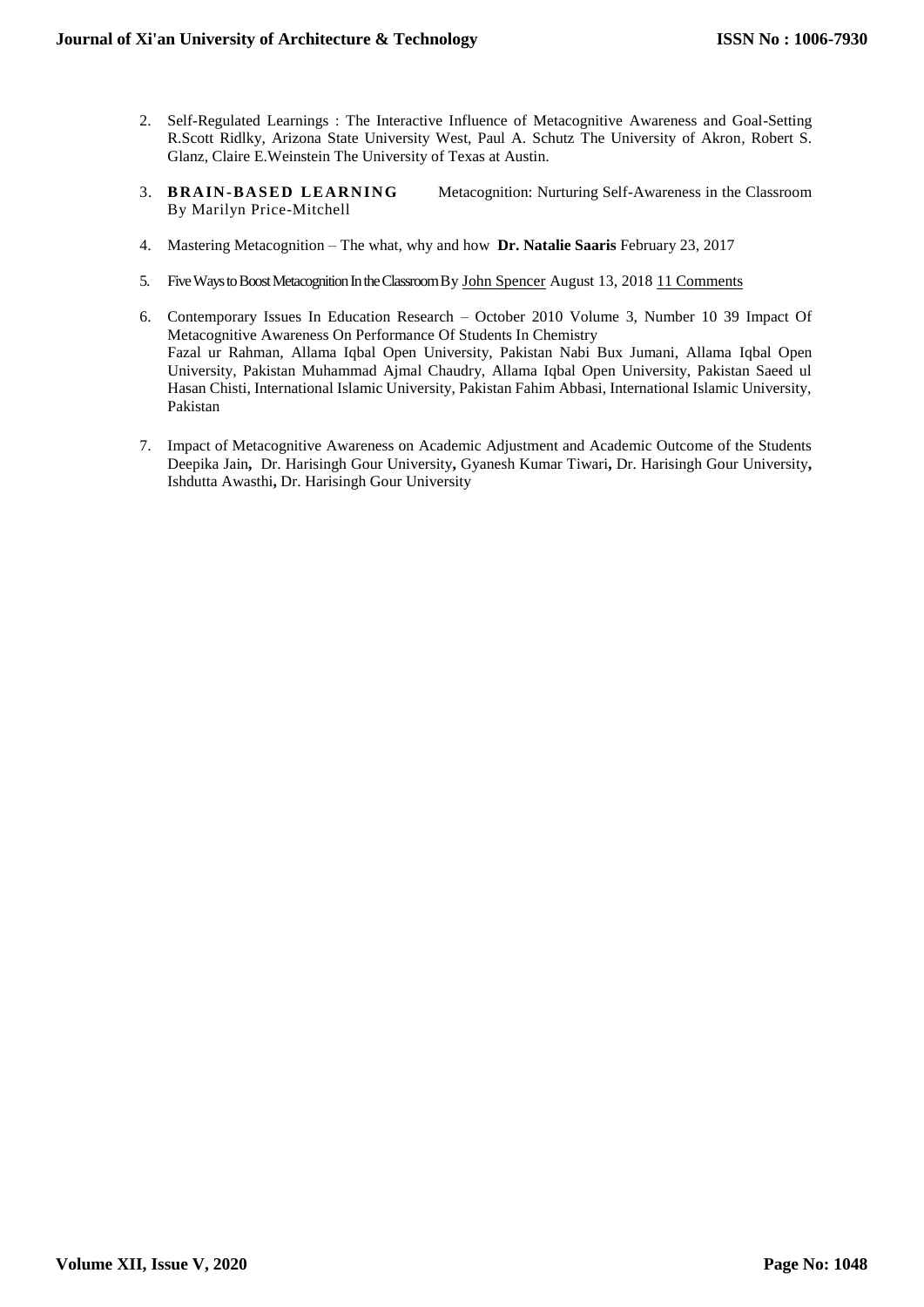2. Self-Regulated Learnings : The Interactive Influence of Metacognitive Awareness and Goal-Setting R.Scott Ridlky, Arizona State University West, Paul A. Schutz The University of Akron, Robert S. Glanz, Claire E.Weinstein The University of Texas at Austin.

3. **BRAIN-BASED LEARNING** Metacognition: Nurturing Self-Awareness in the Classroom By Marilyn Price-Mitchell

4. Mastering Metacognition – The what, why and how **Dr. Natalie Saaris** February 23, 2017

5. Five Ways to Boost Metacognition In the Classroom By John Spencer August 13, 2018 11 Comments

6. Contemporary Issues In Education Research – October 2010 Volume 3, Number 10 39 Impact Of Metacognitive Awareness On Performance Of Students In Chemistry
   Fazal ur Rahman, Allama Iqbal Open University, Pakistan Nabi Bux Jumani, Allama Iqbal Open University, Pakistan Muhammad Ajmal Chaudry, Allama Iqbal Open University, Pakistan Saeed ul Hasan Chisti, International Islamic University, Pakistan Fahim Abbasi, International Islamic University, Pakistan

7. Impact of Metacognitive Awareness on Academic Adjustment and Academic Outcome of the Students Deepika Jain**,** Dr. Harisingh Gour University**,** Gyanesh Kumar Tiwari**,** Dr. Harisingh Gour University**,** Ishdutta Awasthi**,** Dr. Harisingh Gour University